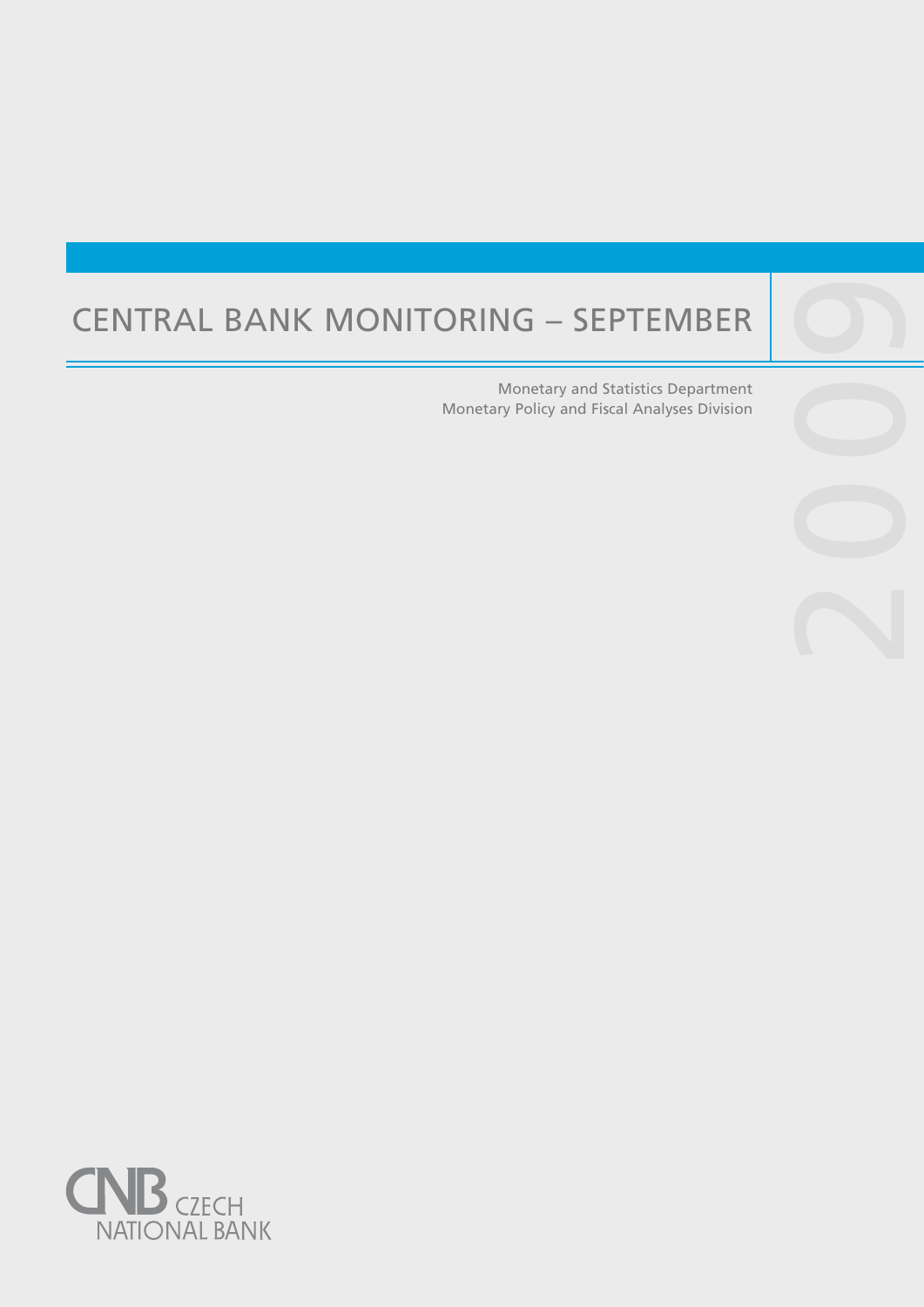# CENTRAL BANK MONITORING – SEPTEMBER 2009

Monetary and Statistics Department
Monetary Policy and Fiscal Analyses Division

CNB CZECH NATIONAL BANK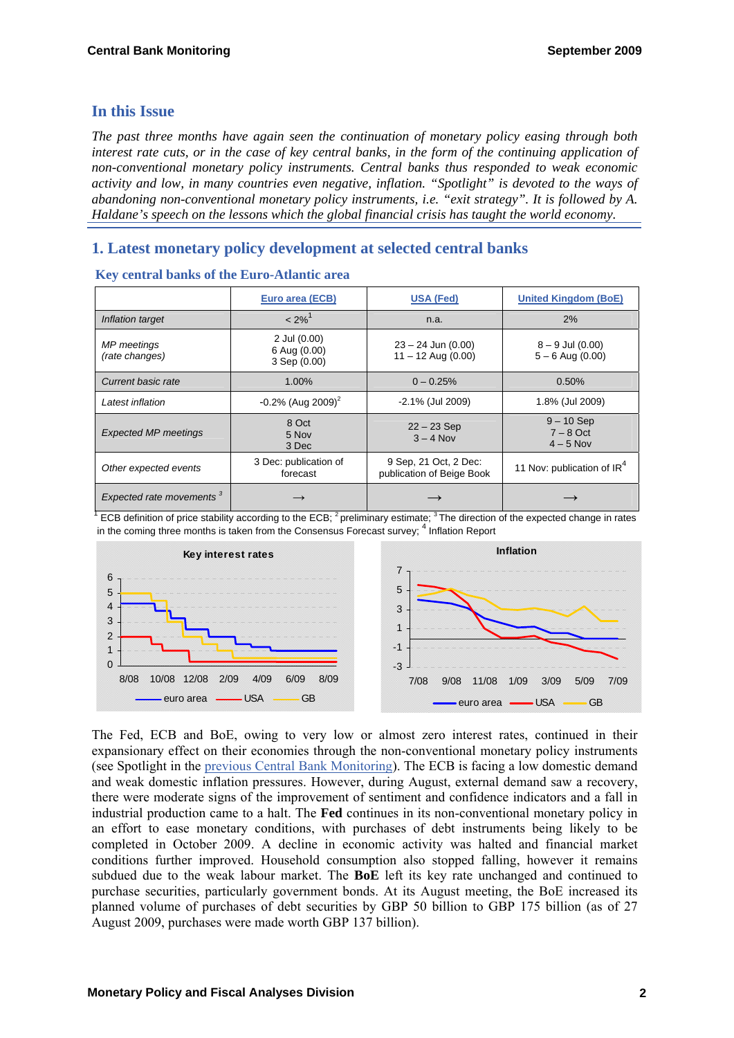## In this Issue

*The past three months have again seen the continuation of monetary policy easing through both interest rate cuts, or in the case of key central banks, in the form of the continuing application of non-conventional monetary policy instruments. Central banks thus responded to weak economic activity and low, in many countries even negative, inflation. "Spotlight" is devoted to the ways of abandoning non-conventional monetary policy instruments, i.e. "exit strategy". It is followed by A. Haldane's speech on the lessons which the global financial crisis has taught the world economy.*

## 1. Latest monetary policy development at selected central banks

### Key central banks of the Euro-Atlantic area

| | Euro area (ECB) | USA (Fed) | United Kingdom (BoE) |
|---|---|---|---|
| *Inflation target* | < 2%[1] | n.a. | 2% |
| *MP meetings (rate changes)* | 2 Jul (0.00)<br>6 Aug (0.00)<br>3 Sep (0.00) | 23 – 24 Jun (0.00)<br>11 – 12 Aug (0.00) | 8 – 9 Jul (0.00)<br>5 – 6 Aug (0.00) |
| *Current basic rate* | 1.00% | 0 – 0.25% | 0.50% |
| *Latest inflation* | -0.2% (Aug 2009)[2] | -2.1% (Jul 2009) | 1.8% (Jul 2009) |
| *Expected MP meetings* | 8 Oct<br>5 Nov<br>3 Dec | 22 – 23 Sep<br>3 – 4 Nov | 9 – 10 Sep<br>7 – 8 Oct<br>4 – 5 Nov |
| *Other expected events* | 3 Dec: publication of forecast | 9 Sep, 21 Oct, 2 Dec: publication of Beige Book | 11 Nov: publication of IR[4] |
| *Expected rate movements* [3] | → | → | → |

[1] ECB definition of price stability according to the ECB; [2] preliminary estimate; [3] The direction of the expected change in rates in the coming three months is taken from the Consensus Forecast survey; [4] Inflation Report

The Fed, ECB and BoE, owing to very low or almost zero interest rates, continued in their expansionary effect on their economies through the non-conventional monetary policy instruments (see Spotlight in the previous Central Bank Monitoring). The ECB is facing a low domestic demand and weak domestic inflation pressures. However, during August, external demand saw a recovery, there were moderate signs of the improvement of sentiment and confidence indicators and a fall in industrial production came to a halt. The **Fed** continues in its non-conventional monetary policy in an effort to ease monetary conditions, with purchases of debt instruments being likely to be completed in October 2009. A decline in economic activity was halted and financial market conditions further improved. Household consumption also stopped falling, however it remains subdued due to the weak labour market. The **BoE** left its key rate unchanged and continued to purchase securities, particularly government bonds. At its August meeting, the BoE increased its planned volume of purchases of debt securities by GBP 50 billion to GBP 175 billion (as of 27 August 2009, purchases were made worth GBP 137 billion).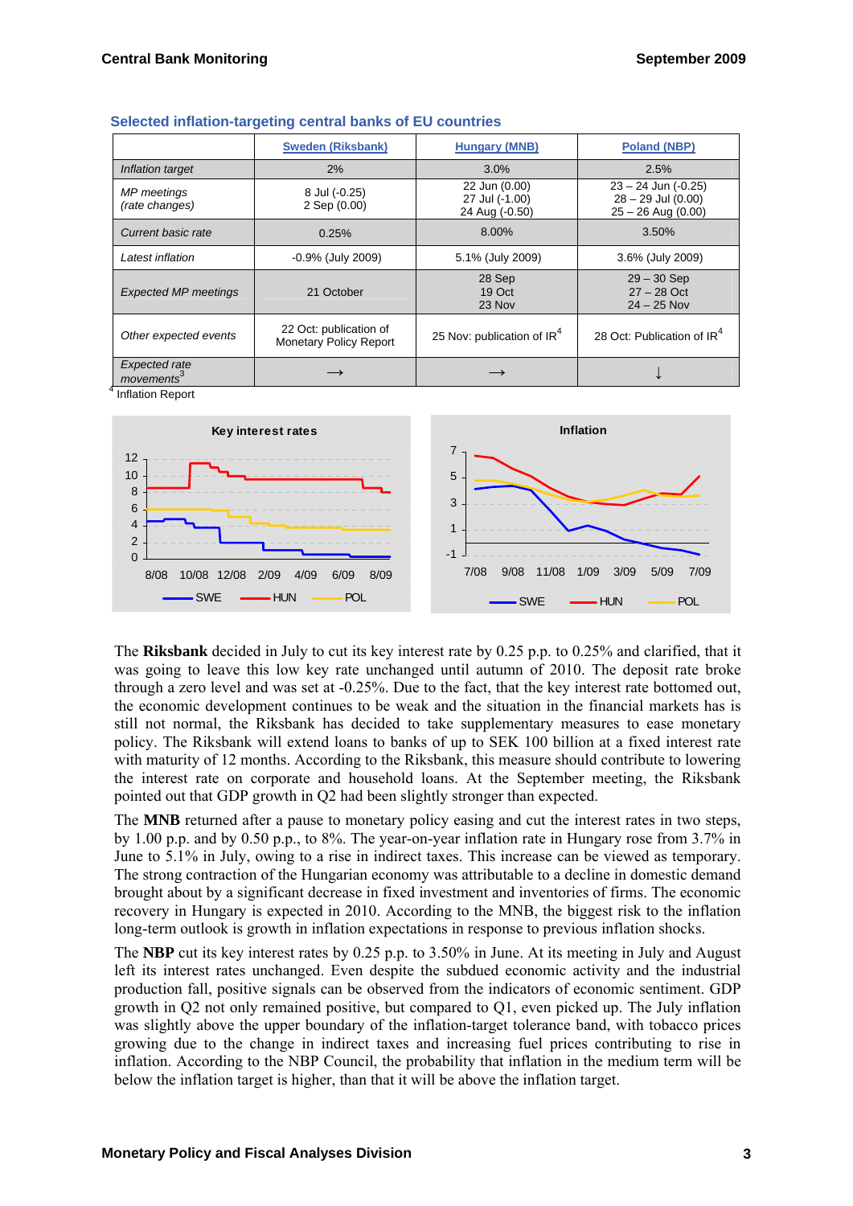### Selected inflation-targeting central banks of EU countries

| | Sweden (Riksbank) | Hungary (MNB) | Poland (NBP) |
|---|---|---|---|
| *Inflation target* | 2% | 3.0% | 2.5% |
| *MP meetings (rate changes)* | 8 Jul (-0.25)<br>2 Sep (0.00) | 22 Jun (0.00)<br>27 Jul (-1.00)<br>24 Aug (-0.50) | 23 – 24 Jun (-0.25)<br>28 – 29 Jul (0.00)<br>25 – 26 Aug (0.00) |
| *Current basic rate* | 0.25% | 8.00% | 3.50% |
| *Latest inflation* | -0.9% (July 2009) | 5.1% (July 2009) | 3.6% (July 2009) |
| *Expected MP meetings* | 21 October | 28 Sep<br>19 Oct<br>23 Nov | 29 – 30 Sep<br>27 – 28 Oct<br>24 – 25 Nov |
| *Other expected events* | 22 Oct: publication of Monetary Policy Report | 25 Nov: publication of IR[4] | 28 Oct: Publication of IR[4] |
| *Expected rate movements*[3] | → | → | ↓ |

[4] Inflation Report

The **Riksbank** decided in July to cut its key interest rate by 0.25 p.p. to 0.25% and clarified, that it was going to leave this low key rate unchanged until autumn of 2010. The deposit rate broke through a zero level and was set at -0.25%. Due to the fact, that the key interest rate bottomed out, the economic development continues to be weak and the situation in the financial markets has is still not normal, the Riksbank has decided to take supplementary measures to ease monetary policy. The Riksbank will extend loans to banks of up to SEK 100 billion at a fixed interest rate with maturity of 12 months. According to the Riksbank, this measure should contribute to lowering the interest rate on corporate and household loans. At the September meeting, the Riksbank pointed out that GDP growth in Q2 had been slightly stronger than expected.

The **MNB** returned after a pause to monetary policy easing and cut the interest rates in two steps, by 1.00 p.p. and by 0.50 p.p., to 8%. The year-on-year inflation rate in Hungary rose from 3.7% in June to 5.1% in July, owing to a rise in indirect taxes. This increase can be viewed as temporary. The strong contraction of the Hungarian economy was attributable to a decline in domestic demand brought about by a significant decrease in fixed investment and inventories of firms. The economic recovery in Hungary is expected in 2010. According to the MNB, the biggest risk to the inflation long-term outlook is growth in inflation expectations in response to previous inflation shocks.

The **NBP** cut its key interest rates by 0.25 p.p. to 3.50% in June. At its meeting in July and August left its interest rates unchanged. Even despite the subdued economic activity and the industrial production fall, positive signals can be observed from the indicators of economic sentiment. GDP growth in Q2 not only remained positive, but compared to Q1, even picked up. The July inflation was slightly above the upper boundary of the inflation-target tolerance band, with tobacco prices growing due to the change in indirect taxes and increasing fuel prices contributing to rise in inflation. According to the NBP Council, the probability that inflation in the medium term will be below the inflation target is higher, than that it will be above the inflation target.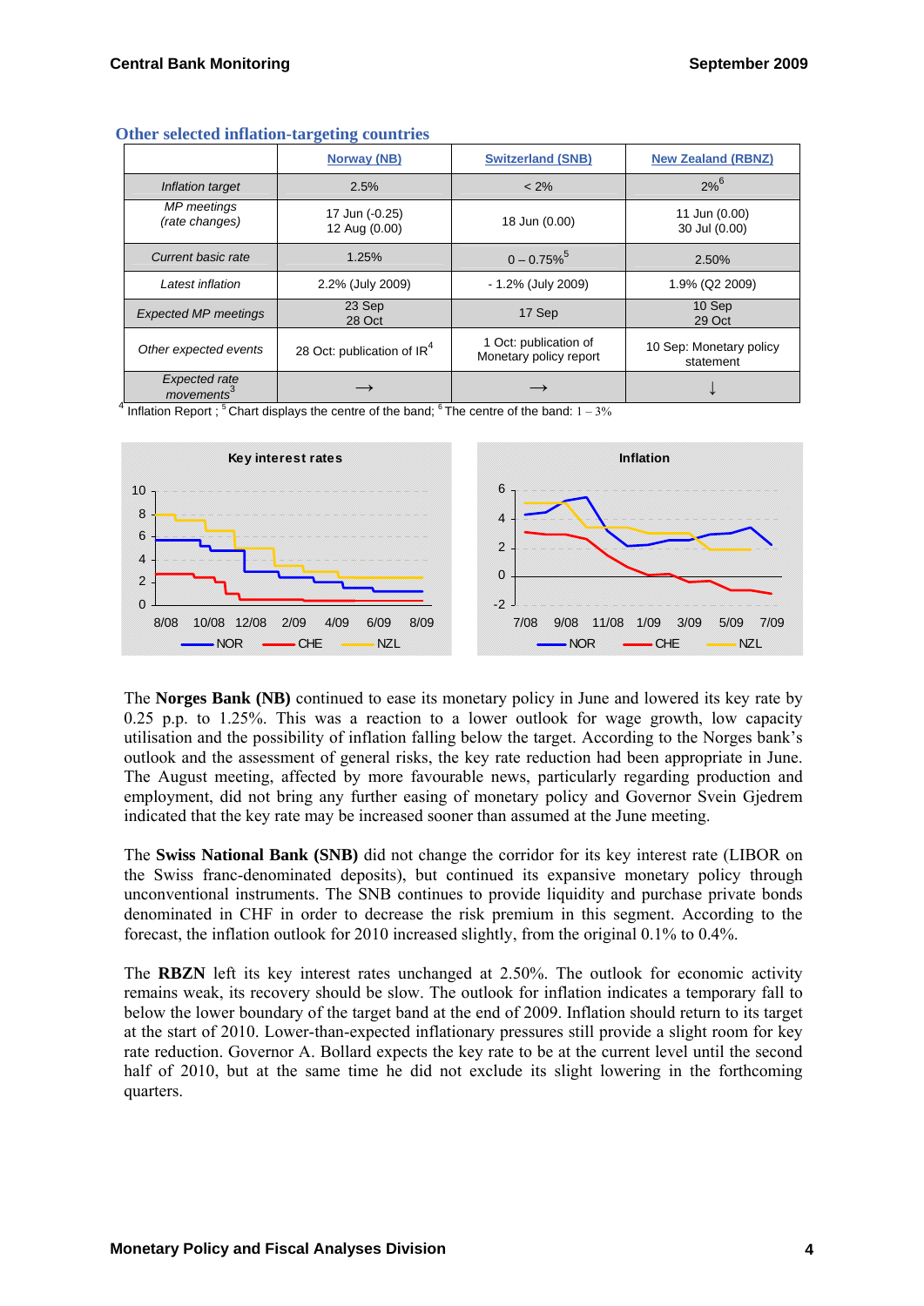## Other selected inflation-targeting countries

| | Norway (NB) | Switzerland (SNB) | New Zealand (RBNZ) |
|---|---|---|---|
| *Inflation target* | 2.5% | < 2% | 2%[6] |
| *MP meetings (rate changes)* | 17 Jun (-0.25) 12 Aug (0.00) | 18 Jun (0.00) | 11 Jun (0.00) 30 Jul (0.00) |
| *Current basic rate* | 1.25% | 0 – 0.75%[5] | 2.50% |
| *Latest inflation* | 2.2% (July 2009) | - 1.2% (July 2009) | 1.9% (Q2 2009) |
| *Expected MP meetings* | 23 Sep 28 Oct | 17 Sep | 10 Sep 29 Oct |
| *Other expected events* | 28 Oct: publication of IR[4] | 1 Oct: publication of Monetary policy report | 10 Sep: Monetary policy statement |
| *Expected rate movements*[3] | → | → | ↓ |

[4] Inflation Report ; [5] Chart displays the centre of the band; [6] The centre of the band: 1 – 3%

The **Norges Bank (NB)** continued to ease its monetary policy in June and lowered its key rate by 0.25 p.p. to 1.25%. This was a reaction to a lower outlook for wage growth, low capacity utilisation and the possibility of inflation falling below the target. According to the Norges bank's outlook and the assessment of general risks, the key rate reduction had been appropriate in June. The August meeting, affected by more favourable news, particularly regarding production and employment, did not bring any further easing of monetary policy and Governor Svein Gjedrem indicated that the key rate may be increased sooner than assumed at the June meeting.

The **Swiss National Bank (SNB)** did not change the corridor for its key interest rate (LIBOR on the Swiss franc-denominated deposits), but continued its expansive monetary policy through unconventional instruments. The SNB continues to provide liquidity and purchase private bonds denominated in CHF in order to decrease the risk premium in this segment. According to the forecast, the inflation outlook for 2010 increased slightly, from the original 0.1% to 0.4%.

The **RBZN** left its key interest rates unchanged at 2.50%. The outlook for economic activity remains weak, its recovery should be slow. The outlook for inflation indicates a temporary fall to below the lower boundary of the target band at the end of 2009. Inflation should return to its target at the start of 2010. Lower-than-expected inflationary pressures still provide a slight room for key rate reduction. Governor A. Bollard expects the key rate to be at the current level until the second half of 2010, but at the same time he did not exclude its slight lowering in the forthcoming quarters.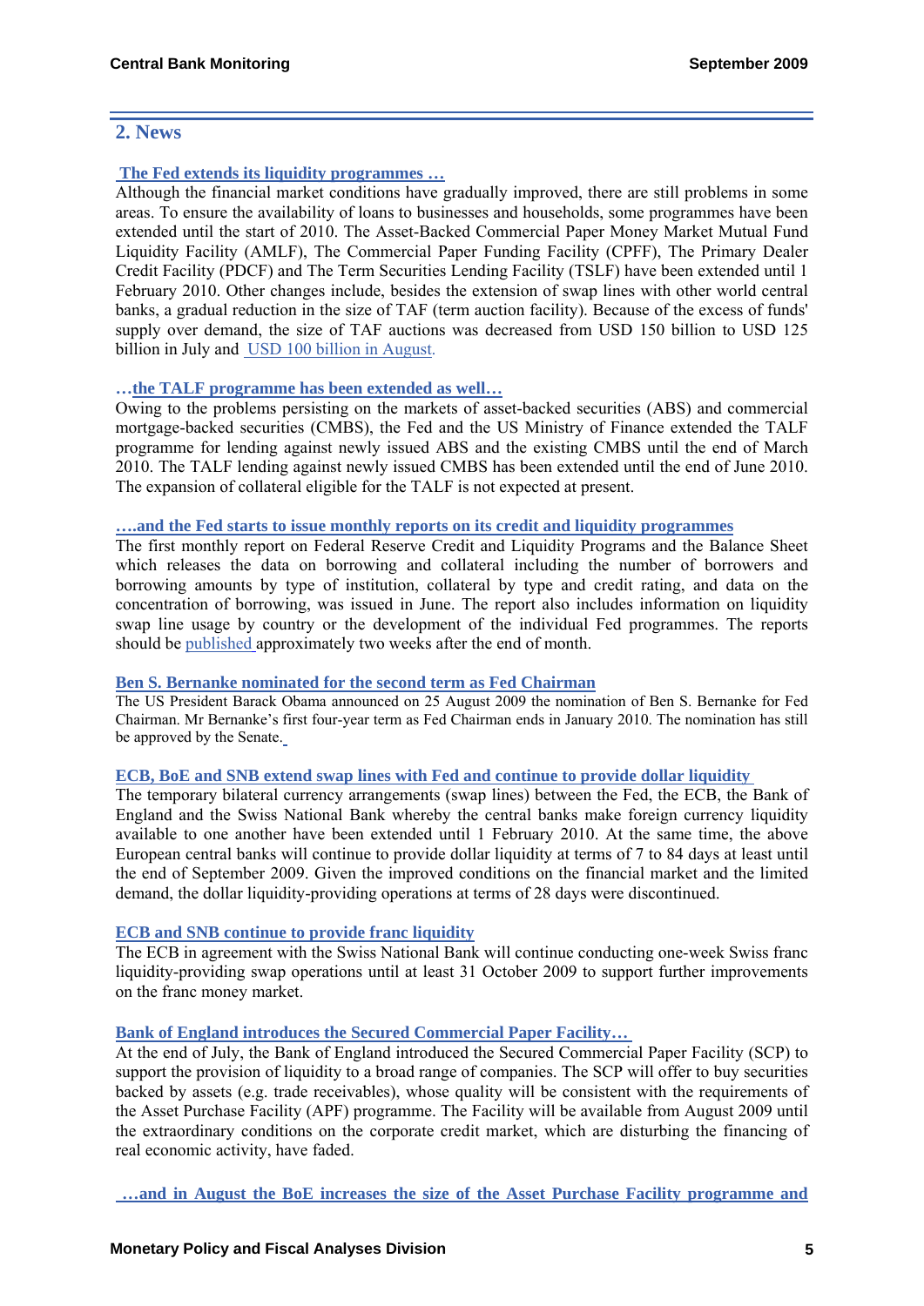## 2. News

**The Fed extends its liquidity programmes …**

Although the financial market conditions have gradually improved, there are still problems in some areas. To ensure the availability of loans to businesses and households, some programmes have been extended until the start of 2010. The Asset-Backed Commercial Paper Money Market Mutual Fund Liquidity Facility (AMLF), The Commercial Paper Funding Facility (CPFF), The Primary Dealer Credit Facility (PDCF) and The Term Securities Lending Facility (TSLF) have been extended until 1 February 2010. Other changes include, besides the extension of swap lines with other world central banks, a gradual reduction in the size of TAF (term auction facility). Because of the excess of funds' supply over demand, the size of TAF auctions was decreased from USD 150 billion to USD 125 billion in July and USD 100 billion in August.

**…the TALF programme has been extended as well…**

Owing to the problems persisting on the markets of asset-backed securities (ABS) and commercial mortgage-backed securities (CMBS), the Fed and the US Ministry of Finance extended the TALF programme for lending against newly issued ABS and the existing CMBS until the end of March 2010. The TALF lending against newly issued CMBS has been extended until the end of June 2010. The expansion of collateral eligible for the TALF is not expected at present.

**….and the Fed starts to issue monthly reports on its credit and liquidity programmes**

The first monthly report on Federal Reserve Credit and Liquidity Programs and the Balance Sheet which releases the data on borrowing and collateral including the number of borrowers and borrowing amounts by type of institution, collateral by type and credit rating, and data on the concentration of borrowing, was issued in June. The report also includes information on liquidity swap line usage by country or the development of the individual Fed programmes. The reports should be published approximately two weeks after the end of month.

**Ben S. Bernanke nominated for the second term as Fed Chairman**

The US President Barack Obama announced on 25 August 2009 the nomination of Ben S. Bernanke for Fed Chairman. Mr Bernanke's first four-year term as Fed Chairman ends in January 2010. The nomination has still be approved by the Senate.

**ECB, BoE and SNB extend swap lines with Fed and continue to provide dollar liquidity**

The temporary bilateral currency arrangements (swap lines) between the Fed, the ECB, the Bank of England and the Swiss National Bank whereby the central banks make foreign currency liquidity available to one another have been extended until 1 February 2010. At the same time, the above European central banks will continue to provide dollar liquidity at terms of 7 to 84 days at least until the end of September 2009. Given the improved conditions on the financial market and the limited demand, the dollar liquidity-providing operations at terms of 28 days were discontinued.

**ECB and SNB continue to provide franc liquidity**

The ECB in agreement with the Swiss National Bank will continue conducting one-week Swiss franc liquidity-providing swap operations until at least 31 October 2009 to support further improvements on the franc money market.

**Bank of England introduces the Secured Commercial Paper Facility…**

At the end of July, the Bank of England introduced the Secured Commercial Paper Facility (SCP) to support the provision of liquidity to a broad range of companies. The SCP will offer to buy securities backed by assets (e.g. trade receivables), whose quality will be consistent with the requirements of the Asset Purchase Facility (APF) programme. The Facility will be available from August 2009 until the extraordinary conditions on the corporate credit market, which are disturbing the financing of real economic activity, have faded.

**…and in August the BoE increases the size of the Asset Purchase Facility programme and**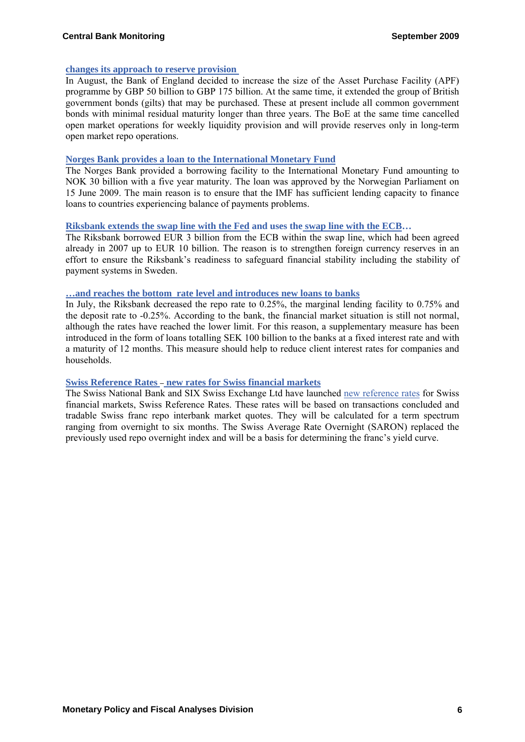### changes its approach to reserve provision

In August, the Bank of England decided to increase the size of the Asset Purchase Facility (APF) programme by GBP 50 billion to GBP 175 billion. At the same time, it extended the group of British government bonds (gilts) that may be purchased. These at present include all common government bonds with minimal residual maturity longer than three years. The BoE at the same time cancelled open market operations for weekly liquidity provision and will provide reserves only in long-term open market repo operations.

### Norges Bank provides a loan to the International Monetary Fund

The Norges Bank provided a borrowing facility to the International Monetary Fund amounting to NOK 30 billion with a five year maturity. The loan was approved by the Norwegian Parliament on 15 June 2009. The main reason is to ensure that the IMF has sufficient lending capacity to finance loans to countries experiencing balance of payments problems.

### Riksbank extends the swap line with the Fed and uses the swap line with the ECB…

The Riksbank borrowed EUR 3 billion from the ECB within the swap line, which had been agreed already in 2007 up to EUR 10 billion. The reason is to strengthen foreign currency reserves in an effort to ensure the Riksbank's readiness to safeguard financial stability including the stability of payment systems in Sweden.

### …and reaches the bottom rate level and introduces new loans to banks

In July, the Riksbank decreased the repo rate to 0.25%, the marginal lending facility to 0.75% and the deposit rate to -0.25%. According to the bank, the financial market situation is still not normal, although the rates have reached the lower limit. For this reason, a supplementary measure has been introduced in the form of loans totalling SEK 100 billion to the banks at a fixed interest rate and with a maturity of 12 months. This measure should help to reduce client interest rates for companies and households.

### Swiss Reference Rates – new rates for Swiss financial markets

The Swiss National Bank and SIX Swiss Exchange Ltd have launched new reference rates for Swiss financial markets, Swiss Reference Rates. These rates will be based on transactions concluded and tradable Swiss franc repo interbank market quotes. They will be calculated for a term spectrum ranging from overnight to six months. The Swiss Average Rate Overnight (SARON) replaced the previously used repo overnight index and will be a basis for determining the franc's yield curve.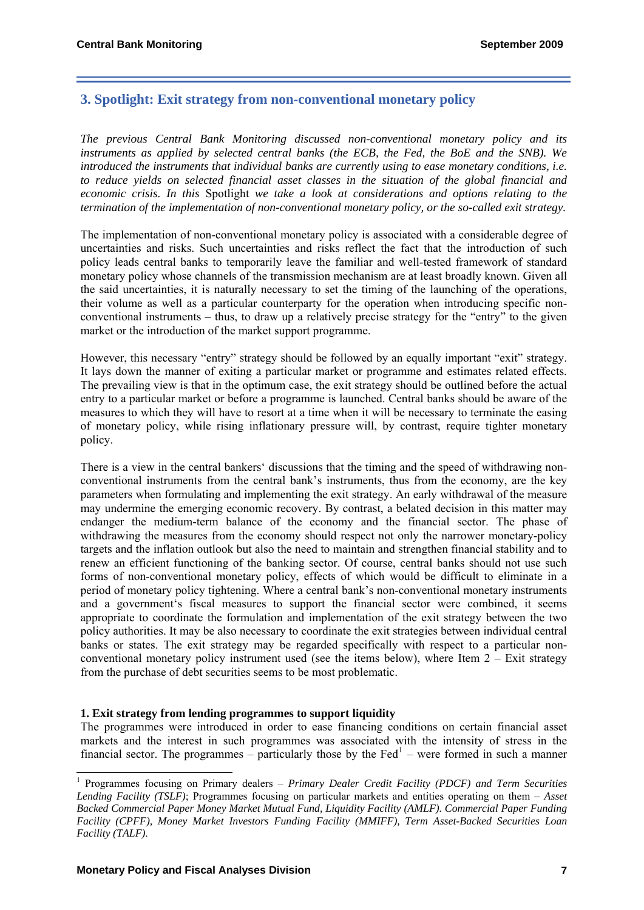## 3. Spotlight: Exit strategy from non-conventional monetary policy

*The previous Central Bank Monitoring discussed non-conventional monetary policy and its instruments as applied by selected central banks (the ECB, the Fed, the BoE and the SNB). We introduced the instruments that individual banks are currently using to ease monetary conditions, i.e. to reduce yields on selected financial asset classes in the situation of the global financial and economic crisis. In this* Spotlight *we take a look at considerations and options relating to the termination of the implementation of non-conventional monetary policy, or the so-called exit strategy.*

The implementation of non-conventional monetary policy is associated with a considerable degree of uncertainties and risks. Such uncertainties and risks reflect the fact that the introduction of such policy leads central banks to temporarily leave the familiar and well-tested framework of standard monetary policy whose channels of the transmission mechanism are at least broadly known. Given all the said uncertainties, it is naturally necessary to set the timing of the launching of the operations, their volume as well as a particular counterparty for the operation when introducing specific non-conventional instruments – thus, to draw up a relatively precise strategy for the "entry" to the given market or the introduction of the market support programme.

However, this necessary "entry" strategy should be followed by an equally important "exit" strategy. It lays down the manner of exiting a particular market or programme and estimates related effects. The prevailing view is that in the optimum case, the exit strategy should be outlined before the actual entry to a particular market or before a programme is launched. Central banks should be aware of the measures to which they will have to resort at a time when it will be necessary to terminate the easing of monetary policy, while rising inflationary pressure will, by contrast, require tighter monetary policy.

There is a view in the central bankers' discussions that the timing and the speed of withdrawing non-conventional instruments from the central bank's instruments, thus from the economy, are the key parameters when formulating and implementing the exit strategy. An early withdrawal of the measure may undermine the emerging economic recovery. By contrast, a belated decision in this matter may endanger the medium-term balance of the economy and the financial sector. The phase of withdrawing the measures from the economy should respect not only the narrower monetary-policy targets and the inflation outlook but also the need to maintain and strengthen financial stability and to renew an efficient functioning of the banking sector. Of course, central banks should not use such forms of non-conventional monetary policy, effects of which would be difficult to eliminate in a period of monetary policy tightening. Where a central bank's non-conventional monetary instruments and a government's fiscal measures to support the financial sector were combined, it seems appropriate to coordinate the formulation and implementation of the exit strategy between the two policy authorities. It may be also necessary to coordinate the exit strategies between individual central banks or states. The exit strategy may be regarded specifically with respect to a particular non-conventional monetary policy instrument used (see the items below), where Item 2 – Exit strategy from the purchase of debt securities seems to be most problematic.

**1. Exit strategy from lending programmes to support liquidity**

The programmes were introduced in order to ease financing conditions on certain financial asset markets and the interest in such programmes was associated with the intensity of stress in the financial sector. The programmes – particularly those by the Fed[1] – were formed in such a manner

[1] Programmes focusing on Primary dealers – *Primary Dealer Credit Facility (PDCF) and Term Securities Lending Facility (TSLF)*; Programmes focusing on particular markets and entities operating on them – *Asset Backed Commercial Paper Money Market Mutual Fund, Liquidity Facility (AMLF). Commercial Paper Funding Facility (CPFF), Money Market Investors Funding Facility (MMIFF), Term Asset-Backed Securities Loan Facility (TALF).*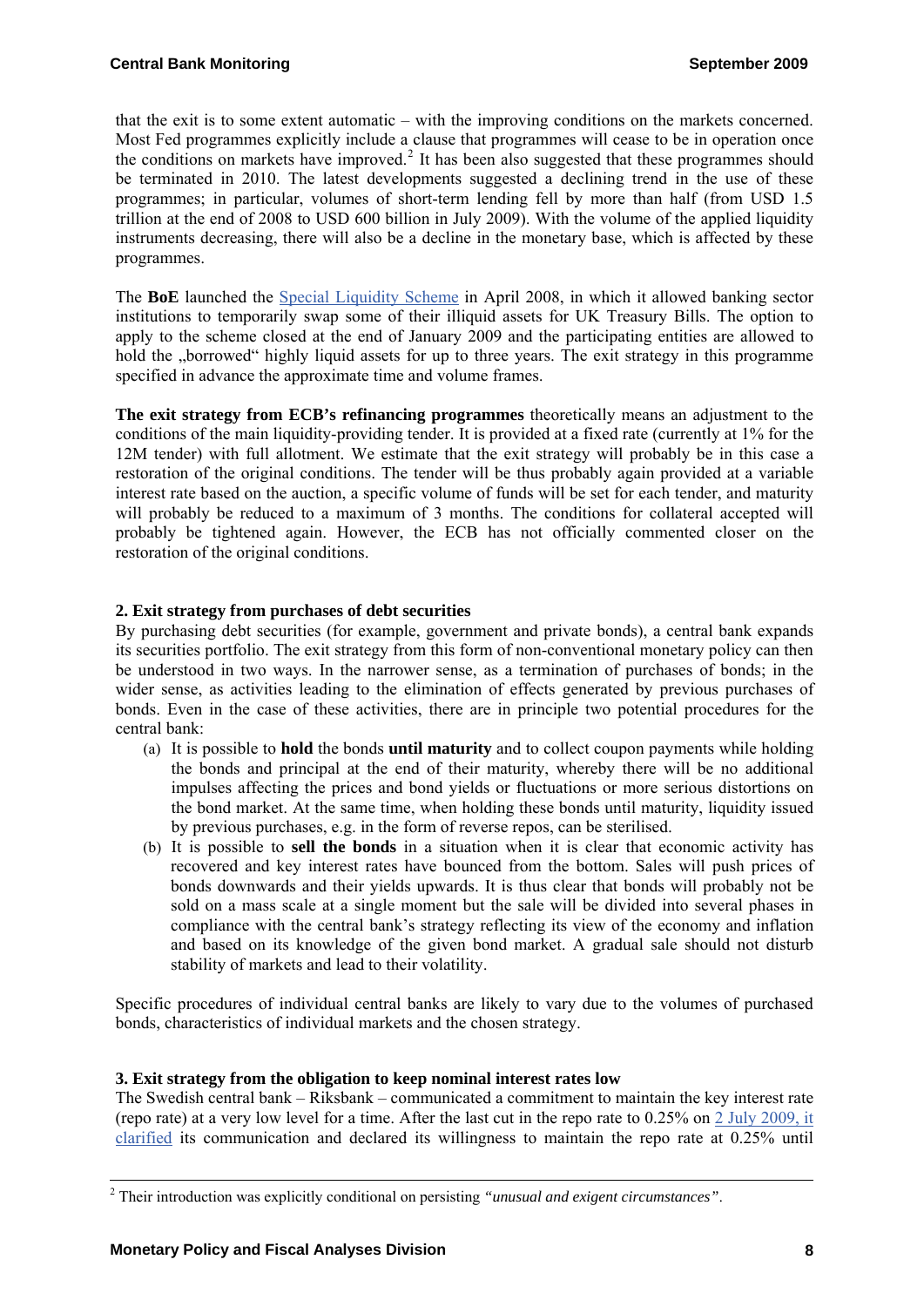that the exit is to some extent automatic – with the improving conditions on the markets concerned. Most Fed programmes explicitly include a clause that programmes will cease to be in operation once the conditions on markets have improved.[2] It has been also suggested that these programmes should be terminated in 2010. The latest developments suggested a declining trend in the use of these programmes; in particular, volumes of short-term lending fell by more than half (from USD 1.5 trillion at the end of 2008 to USD 600 billion in July 2009). With the volume of the applied liquidity instruments decreasing, there will also be a decline in the monetary base, which is affected by these programmes.

The **BoE** launched the Special Liquidity Scheme in April 2008, in which it allowed banking sector institutions to temporarily swap some of their illiquid assets for UK Treasury Bills. The option to apply to the scheme closed at the end of January 2009 and the participating entities are allowed to hold the „borrowed" highly liquid assets for up to three years. The exit strategy in this programme specified in advance the approximate time and volume frames.

**The exit strategy from ECB's refinancing programmes** theoretically means an adjustment to the conditions of the main liquidity-providing tender. It is provided at a fixed rate (currently at 1% for the 12M tender) with full allotment. We estimate that the exit strategy will probably be in this case a restoration of the original conditions. The tender will be thus probably again provided at a variable interest rate based on the auction, a specific volume of funds will be set for each tender, and maturity will probably be reduced to a maximum of 3 months. The conditions for collateral accepted will probably be tightened again. However, the ECB has not officially commented closer on the restoration of the original conditions.

### 2. Exit strategy from purchases of debt securities

By purchasing debt securities (for example, government and private bonds), a central bank expands its securities portfolio. The exit strategy from this form of non-conventional monetary policy can then be understood in two ways. In the narrower sense, as a termination of purchases of bonds; in the wider sense, as activities leading to the elimination of effects generated by previous purchases of bonds. Even in the case of these activities, there are in principle two potential procedures for the central bank:

(a) It is possible to **hold** the bonds **until maturity** and to collect coupon payments while holding the bonds and principal at the end of their maturity, whereby there will be no additional impulses affecting the prices and bond yields or fluctuations or more serious distortions on the bond market. At the same time, when holding these bonds until maturity, liquidity issued by previous purchases, e.g. in the form of reverse repos, can be sterilised.

(b) It is possible to **sell the bonds** in a situation when it is clear that economic activity has recovered and key interest rates have bounced from the bottom. Sales will push prices of bonds downwards and their yields upwards. It is thus clear that bonds will probably not be sold on a mass scale at a single moment but the sale will be divided into several phases in compliance with the central bank's strategy reflecting its view of the economy and inflation and based on its knowledge of the given bond market. A gradual sale should not disturb stability of markets and lead to their volatility.

Specific procedures of individual central banks are likely to vary due to the volumes of purchased bonds, characteristics of individual markets and the chosen strategy.

### 3. Exit strategy from the obligation to keep nominal interest rates low

The Swedish central bank – Riksbank – communicated a commitment to maintain the key interest rate (repo rate) at a very low level for a time. After the last cut in the repo rate to 0.25% on 2 July 2009, it clarified its communication and declared its willingness to maintain the repo rate at 0.25% until

[2] Their introduction was explicitly conditional on persisting *"unusual and exigent circumstances"*.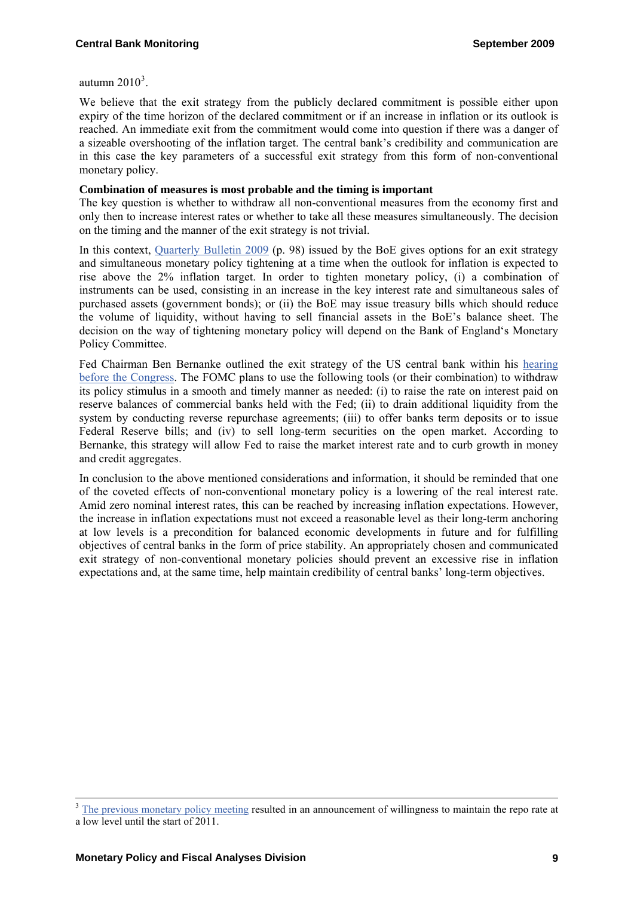autumn 2010[3].

We believe that the exit strategy from the publicly declared commitment is possible either upon expiry of the time horizon of the declared commitment or if an increase in inflation or its outlook is reached. An immediate exit from the commitment would come into question if there was a danger of a sizeable overshooting of the inflation target. The central bank's credibility and communication are in this case the key parameters of a successful exit strategy from this form of non-conventional monetary policy.

**Combination of measures is most probable and the timing is important**

The key question is whether to withdraw all non-conventional measures from the economy first and only then to increase interest rates or whether to take all these measures simultaneously. The decision on the timing and the manner of the exit strategy is not trivial.

In this context, Quarterly Bulletin 2009 (p. 98) issued by the BoE gives options for an exit strategy and simultaneous monetary policy tightening at a time when the outlook for inflation is expected to rise above the 2% inflation target. In order to tighten monetary policy, (i) a combination of instruments can be used, consisting in an increase in the key interest rate and simultaneous sales of purchased assets (government bonds); or (ii) the BoE may issue treasury bills which should reduce the volume of liquidity, without having to sell financial assets in the BoE's balance sheet. The decision on the way of tightening monetary policy will depend on the Bank of England's Monetary Policy Committee.

Fed Chairman Ben Bernanke outlined the exit strategy of the US central bank within his hearing before the Congress. The FOMC plans to use the following tools (or their combination) to withdraw its policy stimulus in a smooth and timely manner as needed: (i) to raise the rate on interest paid on reserve balances of commercial banks held with the Fed; (ii) to drain additional liquidity from the system by conducting reverse repurchase agreements; (iii) to offer banks term deposits or to issue Federal Reserve bills; and (iv) to sell long-term securities on the open market. According to Bernanke, this strategy will allow Fed to raise the market interest rate and to curb growth in money and credit aggregates.

In conclusion to the above mentioned considerations and information, it should be reminded that one of the coveted effects of non-conventional monetary policy is a lowering of the real interest rate. Amid zero nominal interest rates, this can be reached by increasing inflation expectations. However, the increase in inflation expectations must not exceed a reasonable level as their long-term anchoring at low levels is a precondition for balanced economic developments in future and for fulfilling objectives of central banks in the form of price stability. An appropriately chosen and communicated exit strategy of non-conventional monetary policies should prevent an excessive rise in inflation expectations and, at the same time, help maintain credibility of central banks' long-term objectives.

---

[3] The previous monetary policy meeting resulted in an announcement of willingness to maintain the repo rate at a low level until the start of 2011.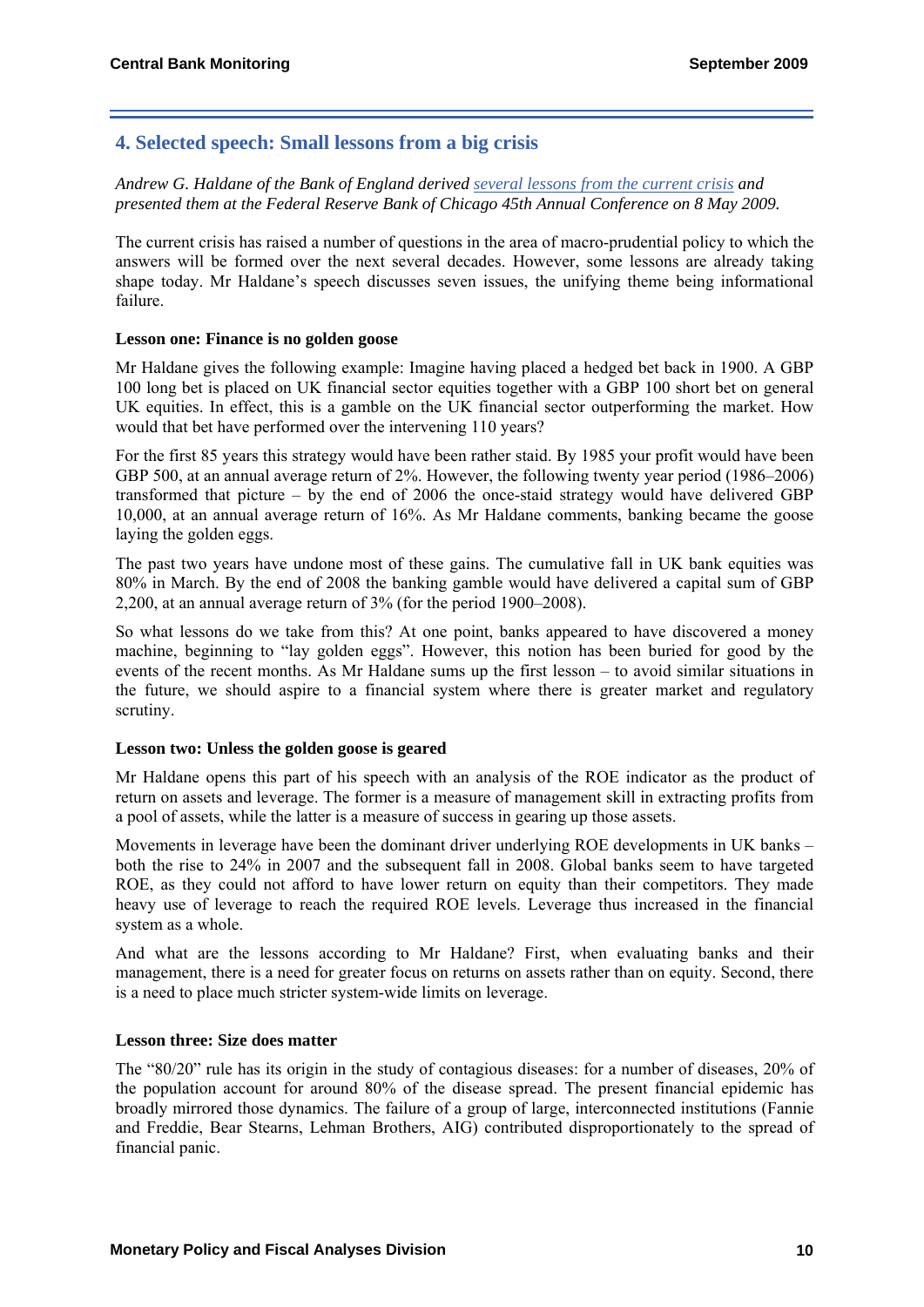## 4. Selected speech: Small lessons from a big crisis

*Andrew G. Haldane of the Bank of England derived several lessons from the current crisis and presented them at the Federal Reserve Bank of Chicago 45th Annual Conference on 8 May 2009.*

The current crisis has raised a number of questions in the area of macro-prudential policy to which the answers will be formed over the next several decades. However, some lessons are already taking shape today. Mr Haldane's speech discusses seven issues, the unifying theme being informational failure.

**Lesson one: Finance is no golden goose**

Mr Haldane gives the following example: Imagine having placed a hedged bet back in 1900. A GBP 100 long bet is placed on UK financial sector equities together with a GBP 100 short bet on general UK equities. In effect, this is a gamble on the UK financial sector outperforming the market. How would that bet have performed over the intervening 110 years?

For the first 85 years this strategy would have been rather staid. By 1985 your profit would have been GBP 500, at an annual average return of 2%. However, the following twenty year period (1986–2006) transformed that picture – by the end of 2006 the once-staid strategy would have delivered GBP 10,000, at an annual average return of 16%. As Mr Haldane comments, banking became the goose laying the golden eggs.

The past two years have undone most of these gains. The cumulative fall in UK bank equities was 80% in March. By the end of 2008 the banking gamble would have delivered a capital sum of GBP 2,200, at an annual average return of 3% (for the period 1900–2008).

So what lessons do we take from this? At one point, banks appeared to have discovered a money machine, beginning to "lay golden eggs". However, this notion has been buried for good by the events of the recent months. As Mr Haldane sums up the first lesson – to avoid similar situations in the future, we should aspire to a financial system where there is greater market and regulatory scrutiny.

**Lesson two: Unless the golden goose is geared**

Mr Haldane opens this part of his speech with an analysis of the ROE indicator as the product of return on assets and leverage. The former is a measure of management skill in extracting profits from a pool of assets, while the latter is a measure of success in gearing up those assets.

Movements in leverage have been the dominant driver underlying ROE developments in UK banks – both the rise to 24% in 2007 and the subsequent fall in 2008. Global banks seem to have targeted ROE, as they could not afford to have lower return on equity than their competitors. They made heavy use of leverage to reach the required ROE levels. Leverage thus increased in the financial system as a whole.

And what are the lessons according to Mr Haldane? First, when evaluating banks and their management, there is a need for greater focus on returns on assets rather than on equity. Second, there is a need to place much stricter system-wide limits on leverage.

**Lesson three: Size does matter**

The "80/20" rule has its origin in the study of contagious diseases: for a number of diseases, 20% of the population account for around 80% of the disease spread. The present financial epidemic has broadly mirrored those dynamics. The failure of a group of large, interconnected institutions (Fannie and Freddie, Bear Stearns, Lehman Brothers, AIG) contributed disproportionately to the spread of financial panic.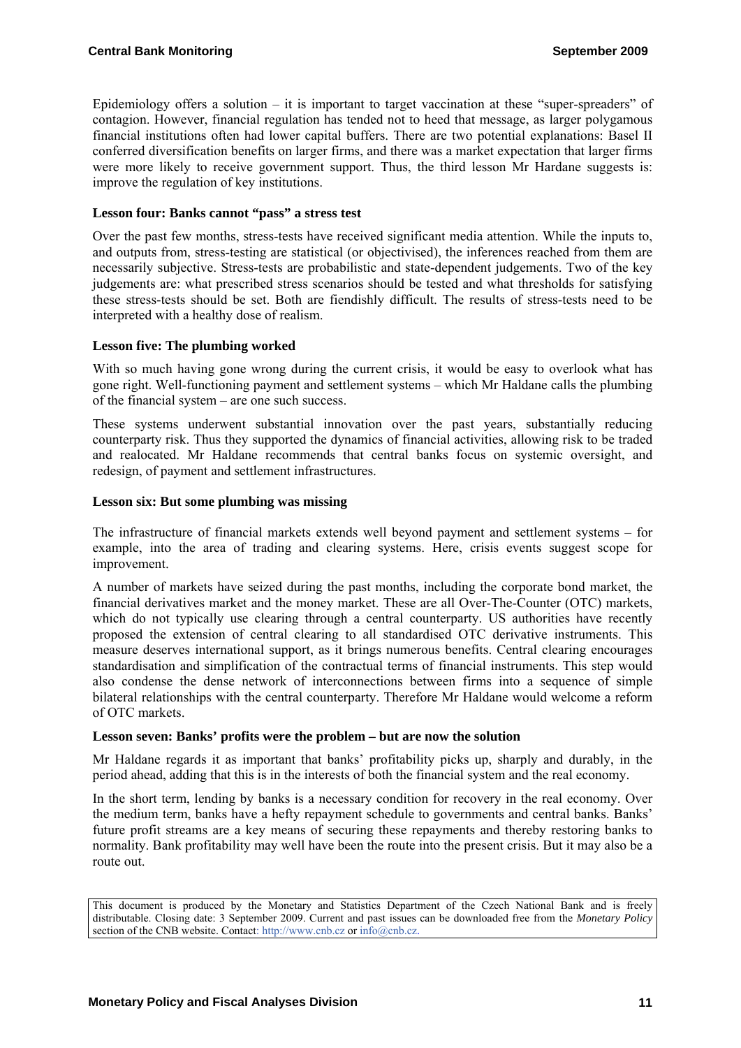Epidemiology offers a solution – it is important to target vaccination at these "super-spreaders" of contagion. However, financial regulation has tended not to heed that message, as larger polygamous financial institutions often had lower capital buffers. There are two potential explanations: Basel II conferred diversification benefits on larger firms, and there was a market expectation that larger firms were more likely to receive government support. Thus, the third lesson Mr Hardane suggests is: improve the regulation of key institutions.

**Lesson four: Banks cannot "pass" a stress test**

Over the past few months, stress-tests have received significant media attention. While the inputs to, and outputs from, stress-testing are statistical (or objectivised), the inferences reached from them are necessarily subjective. Stress-tests are probabilistic and state-dependent judgements. Two of the key judgements are: what prescribed stress scenarios should be tested and what thresholds for satisfying these stress-tests should be set. Both are fiendishly difficult. The results of stress-tests need to be interpreted with a healthy dose of realism.

**Lesson five: The plumbing worked**

With so much having gone wrong during the current crisis, it would be easy to overlook what has gone right. Well-functioning payment and settlement systems – which Mr Haldane calls the plumbing of the financial system – are one such success.

These systems underwent substantial innovation over the past years, substantially reducing counterparty risk. Thus they supported the dynamics of financial activities, allowing risk to be traded and realocated. Mr Haldane recommends that central banks focus on systemic oversight, and redesign, of payment and settlement infrastructures.

**Lesson six: But some plumbing was missing**

The infrastructure of financial markets extends well beyond payment and settlement systems – for example, into the area of trading and clearing systems. Here, crisis events suggest scope for improvement.

A number of markets have seized during the past months, including the corporate bond market, the financial derivatives market and the money market. These are all Over-The-Counter (OTC) markets, which do not typically use clearing through a central counterparty. US authorities have recently proposed the extension of central clearing to all standardised OTC derivative instruments. This measure deserves international support, as it brings numerous benefits. Central clearing encourages standardisation and simplification of the contractual terms of financial instruments. This step would also condense the dense network of interconnections between firms into a sequence of simple bilateral relationships with the central counterparty. Therefore Mr Haldane would welcome a reform of OTC markets.

**Lesson seven: Banks' profits were the problem – but are now the solution**

Mr Haldane regards it as important that banks' profitability picks up, sharply and durably, in the period ahead, adding that this is in the interests of both the financial system and the real economy.

In the short term, lending by banks is a necessary condition for recovery in the real economy. Over the medium term, banks have a hefty repayment schedule to governments and central banks. Banks' future profit streams are a key means of securing these repayments and thereby restoring banks to normality. Bank profitability may well have been the route into the present crisis. But it may also be a route out.

This document is produced by the Monetary and Statistics Department of the Czech National Bank and is freely distributable. Closing date: 3 September 2009. Current and past issues can be downloaded free from the *Monetary Policy* section of the CNB website. Contact: http://www.cnb.cz or info@cnb.cz.